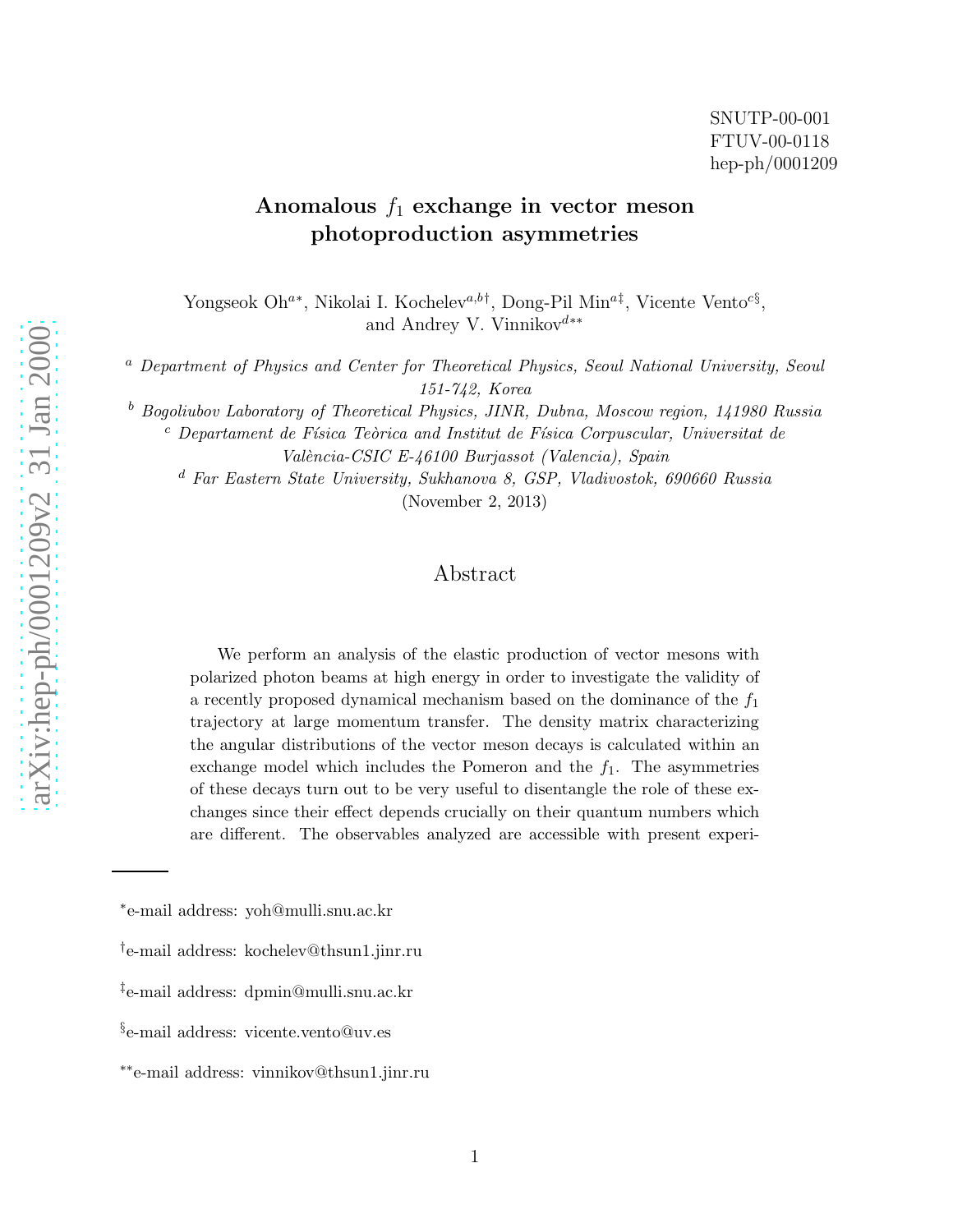SNUTP-00-001
FTUV-00-0118
hep-ph/0001209

# Anomalous $f_1$ exchange in vector meson photoproduction asymmetries

Yongseok Oh[a*], Nikolai I. Kochelev[a,b†], Dong-Pil Min[a‡], Vicente Vento[c§], and Andrey V. Vinnikov[d**]

[a] *Department of Physics and Center for Theoretical Physics, Seoul National University, Seoul 151-742, Korea*

[b] *Bogoliubov Laboratory of Theoretical Physics, JINR, Dubna, Moscow region, 141980 Russia*

[c] *Departament de Física Teòrica and Institut de Física Corpuscular, Universitat de València-CSIC E-46100 Burjassot (Valencia), Spain*

[d] *Far Eastern State University, Sukhanova 8, GSP, Vladivostok, 690660 Russia*

(November 2, 2013)

## Abstract

We perform an analysis of the elastic production of vector mesons with polarized photon beams at high energy in order to investigate the validity of a recently proposed dynamical mechanism based on the dominance of the $f_1$ trajectory at large momentum transfer. The density matrix characterizing the angular distributions of the vector meson decays is calculated within an exchange model which includes the Pomeron and the $f_1$. The asymmetries of these decays turn out to be very useful to disentangle the role of these exchanges since their effect depends crucially on their quantum numbers which are different. The observables analyzed are accessible with present experi-

---

[*] e-mail address: yoh@mulli.snu.ac.kr

[†] e-mail address: kochelev@thsun1.jinr.ru

[‡] e-mail address: dpmin@mulli.snu.ac.kr

[§] e-mail address: vicente.vento@uv.es

[**] e-mail address: vinnikov@thsun1.jinr.ru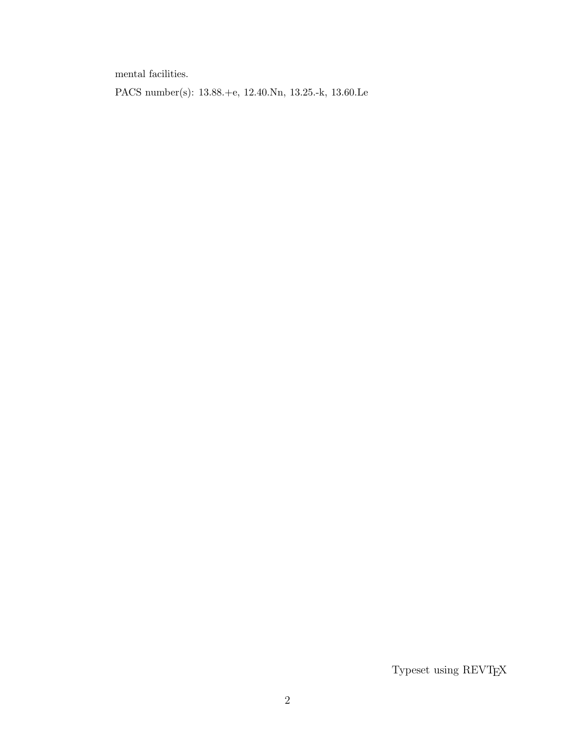mental facilities.

PACS number(s): 13.88.+e, 12.40.Nn, 13.25.-k, 13.60.Le

Typeset using REVTEX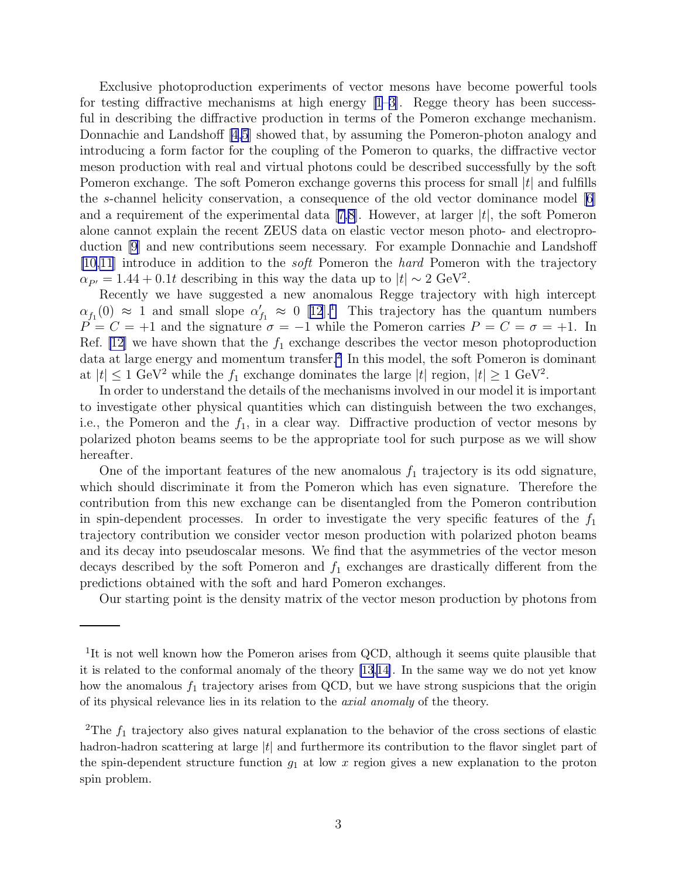Exclusive photoproduction experiments of vector mesons have become powerful tools for testing diffractive mechanisms at high energy [1–3]. Regge theory has been successful in describing the diffractive production in terms of the Pomeron exchange mechanism. Donnachie and Landshoff [4,5] showed that, by assuming the Pomeron-photon analogy and introducing a form factor for the coupling of the Pomeron to quarks, the diffractive vector meson production with real and virtual photons could be described successfully by the soft Pomeron exchange. The soft Pomeron exchange governs this process for small $|t|$ and fulfills the $s$-channel helicity conservation, a consequence of the old vector dominance model [6] and a requirement of the experimental data [7,8]. However, at larger $|t|$, the soft Pomeron alone cannot explain the recent ZEUS data on elastic vector meson photo- and electroproduction [9] and new contributions seem necessary. For example Donnachie and Landshoff [10,11] introduce in addition to the *soft* Pomeron the *hard* Pomeron with the trajectory $\alpha_{P'} = 1.44 + 0.1t$ describing in this way the data up to $|t| \sim 2$ GeV$^2$.

Recently we have suggested a new anomalous Regge trajectory with high intercept $\alpha_{f_1}(0) \approx 1$ and small slope $\alpha'_{f_1} \approx 0$ [12].[1] This trajectory has the quantum numbers $P = C = +1$ and the signature $\sigma = -1$ while the Pomeron carries $P = C = \sigma = +1$. In Ref. [12] we have shown that the $f_1$ exchange describes the vector meson photoproduction data at large energy and momentum transfer.[2] In this model, the soft Pomeron is dominant at $|t| \leq 1$ GeV$^2$ while the $f_1$ exchange dominates the large $|t|$ region, $|t| \geq 1$ GeV$^2$.

In order to understand the details of the mechanisms involved in our model it is important to investigate other physical quantities which can distinguish between the two exchanges, i.e., the Pomeron and the $f_1$, in a clear way. Diffractive production of vector mesons by polarized photon beams seems to be the appropriate tool for such purpose as we will show hereafter.

One of the important features of the new anomalous $f_1$ trajectory is its odd signature, which should discriminate it from the Pomeron which has even signature. Therefore the contribution from this new exchange can be disentangled from the Pomeron contribution in spin-dependent processes. In order to investigate the very specific features of the $f_1$ trajectory contribution we consider vector meson production with polarized photon beams and its decay into pseudoscalar mesons. We find that the asymmetries of the vector meson decays described by the soft Pomeron and $f_1$ exchanges are drastically different from the predictions obtained with the soft and hard Pomeron exchanges.

Our starting point is the density matrix of the vector meson production by photons from

---

[1] It is not well known how the Pomeron arises from QCD, although it seems quite plausible that it is related to the conformal anomaly of the theory [13,14]. In the same way we do not yet know how the anomalous $f_1$ trajectory arises from QCD, but we have strong suspicions that the origin of its physical relevance lies in its relation to the *axial anomaly* of the theory.

[2] The $f_1$ trajectory also gives natural explanation to the behavior of the cross sections of elastic hadron-hadron scattering at large $|t|$ and furthermore its contribution to the flavor singlet part of the spin-dependent structure function $g_1$ at low $x$ region gives a new explanation to the proton spin problem.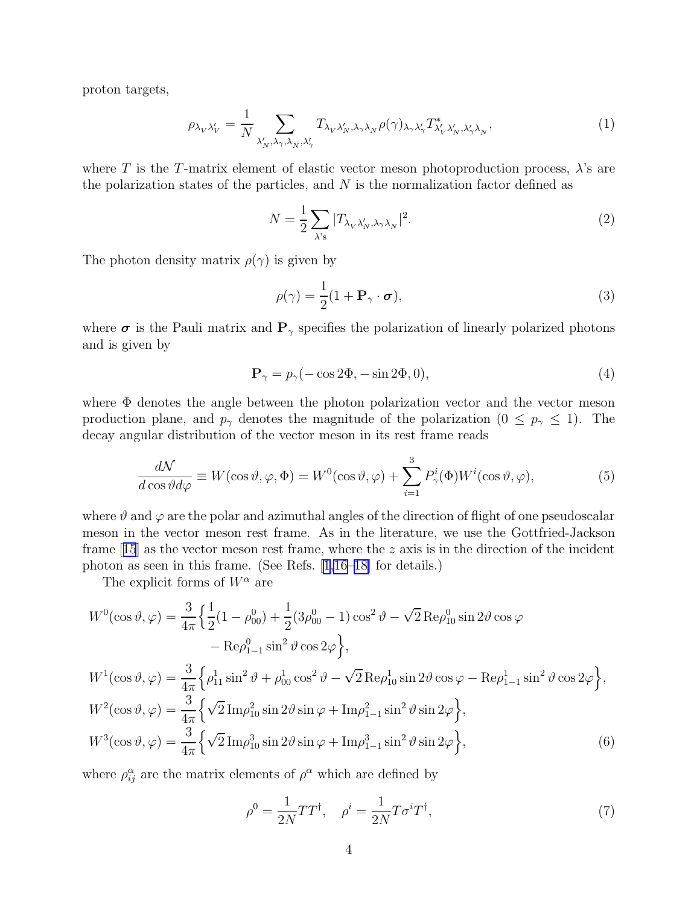proton targets,

$$\rho_{\lambda_V \lambda'_V} = \frac{1}{N} \sum_{\lambda'_N, \lambda_\gamma, \lambda_N, \lambda'_\gamma} T_{\lambda_V \lambda'_N, \lambda_\gamma \lambda_N} \rho(\gamma)_{\lambda_\gamma \lambda'_\gamma} T^*_{\lambda'_V \lambda'_N, \lambda'_\gamma \lambda_N}, \tag{1}$$

where $T$ is the $T$-matrix element of elastic vector meson photoproduction process, $\lambda$'s are the polarization states of the particles, and $N$ is the normalization factor defined as

$$N = \frac{1}{2} \sum_{\lambda\text{'s}} |T_{\lambda_V \lambda'_N, \lambda_\gamma \lambda_N}|^2. \tag{2}$$

The photon density matrix $\rho(\gamma)$ is given by

$$\rho(\gamma) = \frac{1}{2}(1 + \mathbf{P}_\gamma \cdot \boldsymbol{\sigma}), \tag{3}$$

where $\boldsymbol{\sigma}$ is the Pauli matrix and $\mathbf{P}_\gamma$ specifies the polarization of linearly polarized photons and is given by

$$\mathbf{P}_\gamma = p_\gamma(-\cos 2\Phi, -\sin 2\Phi, 0), \tag{4}$$

where $\Phi$ denotes the angle between the photon polarization vector and the vector meson production plane, and $p_\gamma$ denotes the magnitude of the polarization ($0 \le p_\gamma \le 1$). The decay angular distribution of the vector meson in its rest frame reads

$$\frac{d\mathcal{N}}{d\cos\vartheta d\varphi} \equiv W(\cos\vartheta, \varphi, \Phi) = W^0(\cos\vartheta, \varphi) + \sum_{i=1}^{3} P^i_\gamma(\Phi) W^i(\cos\vartheta, \varphi), \tag{5}$$

where $\vartheta$ and $\varphi$ are the polar and azimuthal angles of the direction of flight of one pseudoscalar meson in the vector meson rest frame. As in the literature, we use the Gottfried-Jackson frame [15] as the vector meson rest frame, where the $z$ axis is in the direction of the incident photon as seen in this frame. (See Refs. [1,16–18] for details.)

The explicit forms of $W^\alpha$ are

$$\begin{aligned}
W^0(\cos\vartheta, \varphi) &= \frac{3}{4\pi}\Big\{\frac{1}{2}(1 - \rho^0_{00}) + \frac{1}{2}(3\rho^0_{00} - 1)\cos^2\vartheta - \sqrt{2}\,\mathrm{Re}\rho^0_{10}\sin 2\vartheta\cos\varphi \\
&\qquad - \mathrm{Re}\rho^0_{1-1}\sin^2\vartheta\cos 2\varphi\Big\}, \\
W^1(\cos\vartheta, \varphi) &= \frac{3}{4\pi}\Big\{\rho^1_{11}\sin^2\vartheta + \rho^1_{00}\cos^2\vartheta - \sqrt{2}\,\mathrm{Re}\rho^1_{10}\sin 2\vartheta\cos\varphi - \mathrm{Re}\rho^1_{1-1}\sin^2\vartheta\cos 2\varphi\Big\}, \\
W^2(\cos\vartheta, \varphi) &= \frac{3}{4\pi}\Big\{\sqrt{2}\,\mathrm{Im}\rho^2_{10}\sin 2\vartheta\sin\varphi + \mathrm{Im}\rho^2_{1-1}\sin^2\vartheta\sin 2\varphi\Big\}, \\
W^3(\cos\vartheta, \varphi) &= \frac{3}{4\pi}\Big\{\sqrt{2}\,\mathrm{Im}\rho^3_{10}\sin 2\vartheta\sin\varphi + \mathrm{Im}\rho^3_{1-1}\sin^2\vartheta\sin 2\varphi\Big\},
\end{aligned} \tag{6}$$

where $\rho^\alpha_{ij}$ are the matrix elements of $\rho^\alpha$ which are defined by

$$\rho^0 = \frac{1}{2N} T T^\dagger, \quad \rho^i = \frac{1}{2N} T \sigma^i T^\dagger, \tag{7}$$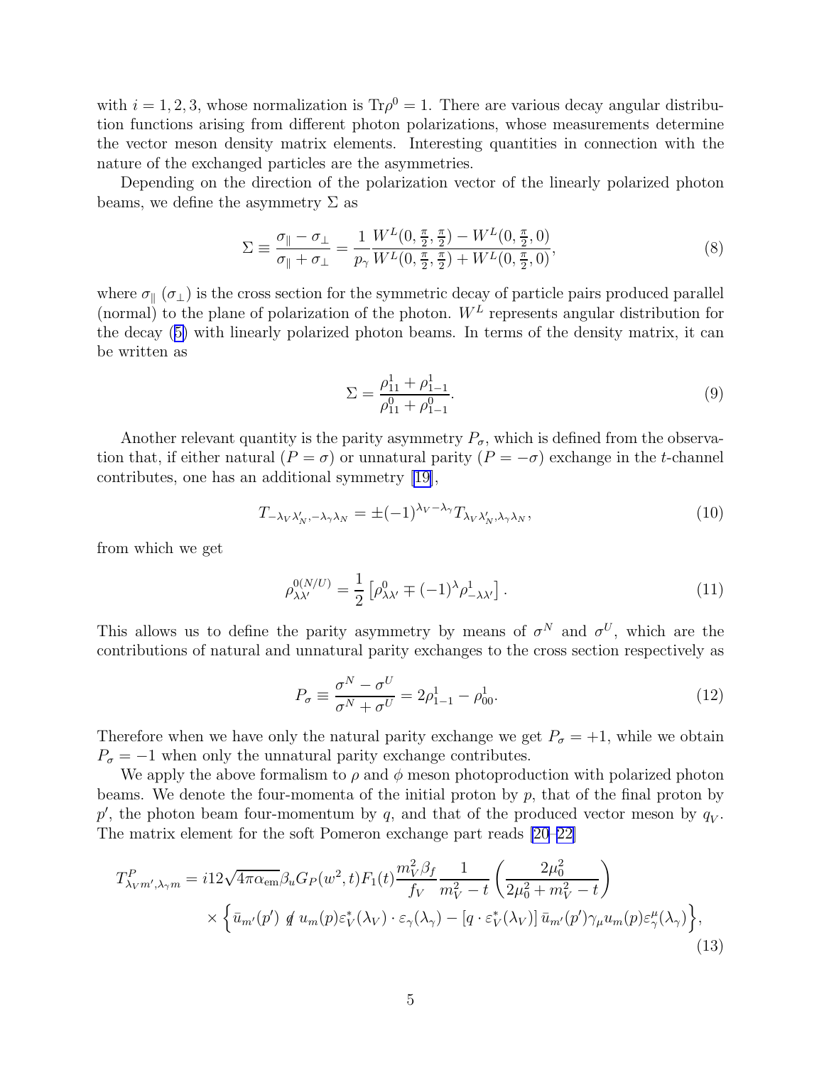with $i = 1, 2, 3$, whose normalization is $\mathrm{Tr}\rho^0 = 1$. There are various decay angular distribution functions arising from different photon polarizations, whose measurements determine the vector meson density matrix elements. Interesting quantities in connection with the nature of the exchanged particles are the asymmetries.

Depending on the direction of the polarization vector of the linearly polarized photon beams, we define the asymmetry $\Sigma$ as

$$\Sigma \equiv \frac{\sigma_\parallel - \sigma_\perp}{\sigma_\parallel + \sigma_\perp} = \frac{1}{p_\gamma} \frac{W^L(0, \frac{\pi}{2}, \frac{\pi}{2}) - W^L(0, \frac{\pi}{2}, 0)}{W^L(0, \frac{\pi}{2}, \frac{\pi}{2}) + W^L(0, \frac{\pi}{2}, 0)}, \tag{8}$$

where $\sigma_\parallel$ ($\sigma_\perp$) is the cross section for the symmetric decay of particle pairs produced parallel (normal) to the plane of polarization of the photon. $W^L$ represents angular distribution for the decay (5) with linearly polarized photon beams. In terms of the density matrix, it can be written as

$$\Sigma = \frac{\rho^1_{11} + \rho^1_{1-1}}{\rho^0_{11} + \rho^0_{1-1}}. \tag{9}$$

Another relevant quantity is the parity asymmetry $P_\sigma$, which is defined from the observation that, if either natural ($P = \sigma$) or unnatural parity ($P = -\sigma$) exchange in the $t$-channel contributes, one has an additional symmetry [19],

$$T_{-\lambda_V \lambda'_N, -\lambda_\gamma \lambda_N} = \pm (-1)^{\lambda_V - \lambda_\gamma} T_{\lambda_V \lambda'_N, \lambda_\gamma \lambda_N}, \tag{10}$$

from which we get

$$\rho^{0(N/U)}_{\lambda\lambda'} = \frac{1}{2}\left[\rho^0_{\lambda\lambda'} \mp (-1)^\lambda \rho^1_{-\lambda\lambda'}\right]. \tag{11}$$

This allows us to define the parity asymmetry by means of $\sigma^N$ and $\sigma^U$, which are the contributions of natural and unnatural parity exchanges to the cross section respectively as

$$P_\sigma \equiv \frac{\sigma^N - \sigma^U}{\sigma^N + \sigma^U} = 2\rho^1_{1-1} - \rho^1_{00}. \tag{12}$$

Therefore when we have only the natural parity exchange we get $P_\sigma = +1$, while we obtain $P_\sigma = -1$ when only the unnatural parity exchange contributes.

We apply the above formalism to $\rho$ and $\phi$ meson photoproduction with polarized photon beams. We denote the four-momenta of the initial proton by $p$, that of the final proton by $p'$, the photon beam four-momentum by $q$, and that of the produced vector meson by $q_V$. The matrix element for the soft Pomeron exchange part reads [20–22]

$$\begin{aligned}
T^P_{\lambda_V m', \lambda_\gamma m} = {} & i 12\sqrt{4\pi\alpha_{\mathrm{em}}}\beta_u G_P(w^2, t) F_1(t) \frac{m_V^2 \beta_f}{f_V} \frac{1}{m_V^2 - t}\left(\frac{2\mu_0^2}{2\mu_0^2 + m_V^2 - t}\right) \\
& \times \Big\{ \bar{u}_{m'}(p') \not{q}\, u_m(p) \varepsilon^*_V(\lambda_V) \cdot \varepsilon_\gamma(\lambda_\gamma) - \left[q \cdot \varepsilon^*_V(\lambda_V)\right] \bar{u}_{m'}(p') \gamma_\mu u_m(p) \varepsilon^\mu_\gamma(\lambda_\gamma) \Big\},
\end{aligned} \tag{13}$$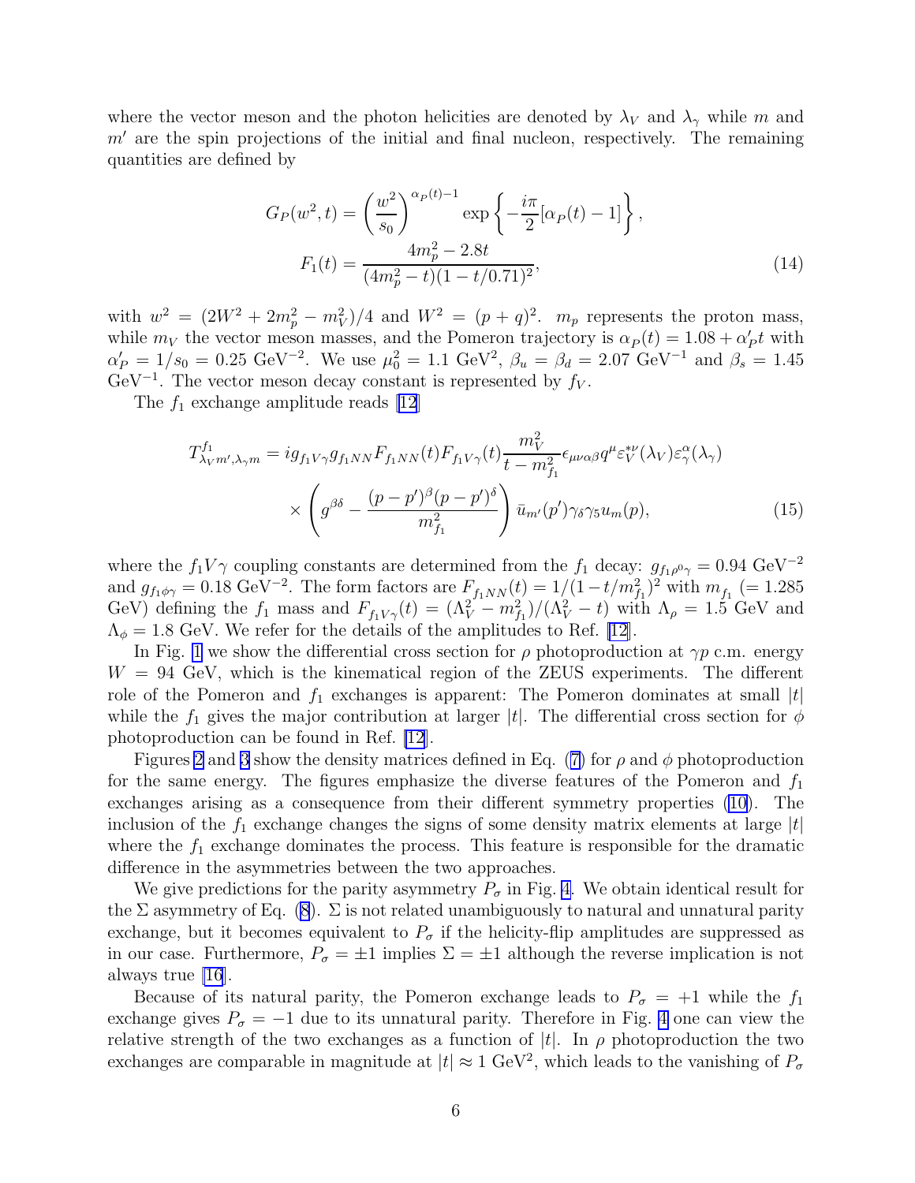where the vector meson and the photon helicities are denoted by $\lambda_V$ and $\lambda_\gamma$ while $m$ and $m'$ are the spin projections of the initial and final nucleon, respectively. The remaining quantities are defined by

$$
\begin{aligned}
G_P(w^2, t) &= \left(\frac{w^2}{s_0}\right)^{\alpha_P(t)-1} \exp\left\{-\frac{i\pi}{2}[\alpha_P(t) - 1]\right\}, \\
F_1(t) &= \frac{4m_p^2 - 2.8t}{(4m_p^2 - t)(1 - t/0.71)^2},
\end{aligned}
\tag{14}
$$

with $w^2 = (2W^2 + 2m_p^2 - m_V^2)/4$ and $W^2 = (p+q)^2$. $m_p$ represents the proton mass, while $m_V$ the vector meson masses, and the Pomeron trajectory is $\alpha_P(t) = 1.08 + \alpha'_P t$ with $\alpha'_P = 1/s_0 = 0.25$ GeV$^{-2}$. We use $\mu_0^2 = 1.1$ GeV$^2$, $\beta_u = \beta_d = 2.07$ GeV$^{-1}$ and $\beta_s = 1.45$ GeV$^{-1}$. The vector meson decay constant is represented by $f_V$.

The $f_1$ exchange amplitude reads [12]

$$
\begin{aligned}
T^{f_1}_{\lambda_V m', \lambda_\gamma m} &= i g_{f_1 V\gamma} g_{f_1 NN} F_{f_1 NN}(t) F_{f_1 V\gamma}(t) \frac{m_V^2}{t - m_{f_1}^2} \epsilon_{\mu\nu\alpha\beta} q^\mu \varepsilon_V^{*\nu}(\lambda_V) \varepsilon_\gamma^\alpha(\lambda_\gamma) \\
&\times \left( g^{\beta\delta} - \frac{(p-p')^\beta (p-p')^\delta}{m_{f_1}^2} \right) \bar{u}_{m'}(p') \gamma_\delta \gamma_5 u_m(p),
\end{aligned}
\tag{15}
$$

where the $f_1 V\gamma$ coupling constants are determined from the $f_1$ decay: $g_{f_1\rho^0\gamma} = 0.94$ GeV$^{-2}$ and $g_{f_1\phi\gamma} = 0.18$ GeV$^{-2}$. The form factors are $F_{f_1 NN}(t) = 1/(1 - t/m_{f_1}^2)^2$ with $m_{f_1}$ ($= 1.285$ GeV) defining the $f_1$ mass and $F_{f_1 V\gamma}(t) = (\Lambda_V^2 - m_{f_1}^2)/(\Lambda_V^2 - t)$ with $\Lambda_\rho = 1.5$ GeV and $\Lambda_\phi = 1.8$ GeV. We refer for the details of the amplitudes to Ref. [12].

In Fig. 1 we show the differential cross section for $\rho$ photoproduction at $\gamma p$ c.m. energy $W = 94$ GeV, which is the kinematical region of the ZEUS experiments. The different role of the Pomeron and $f_1$ exchanges is apparent: The Pomeron dominates at small $|t|$ while the $f_1$ gives the major contribution at larger $|t|$. The differential cross section for $\phi$ photoproduction can be found in Ref. [12].

Figures 2 and 3 show the density matrices defined in Eq. (7) for $\rho$ and $\phi$ photoproduction for the same energy. The figures emphasize the diverse features of the Pomeron and $f_1$ exchanges arising as a consequence from their different symmetry properties (10). The inclusion of the $f_1$ exchange changes the signs of some density matrix elements at large $|t|$ where the $f_1$ exchange dominates the process. This feature is responsible for the dramatic difference in the asymmetries between the two approaches.

We give predictions for the parity asymmetry $P_\sigma$ in Fig. 4. We obtain identical result for the $\Sigma$ asymmetry of Eq. (8). $\Sigma$ is not related unambiguously to natural and unnatural parity exchange, but it becomes equivalent to $P_\sigma$ if the helicity-flip amplitudes are suppressed as in our case. Furthermore, $P_\sigma = \pm 1$ implies $\Sigma = \pm 1$ although the reverse implication is not always true [16].

Because of its natural parity, the Pomeron exchange leads to $P_\sigma = +1$ while the $f_1$ exchange gives $P_\sigma = -1$ due to its unnatural parity. Therefore in Fig. 4 one can view the relative strength of the two exchanges as a function of $|t|$. In $\rho$ photoproduction the two exchanges are comparable in magnitude at $|t| \approx 1$ GeV$^2$, which leads to the vanishing of $P_\sigma$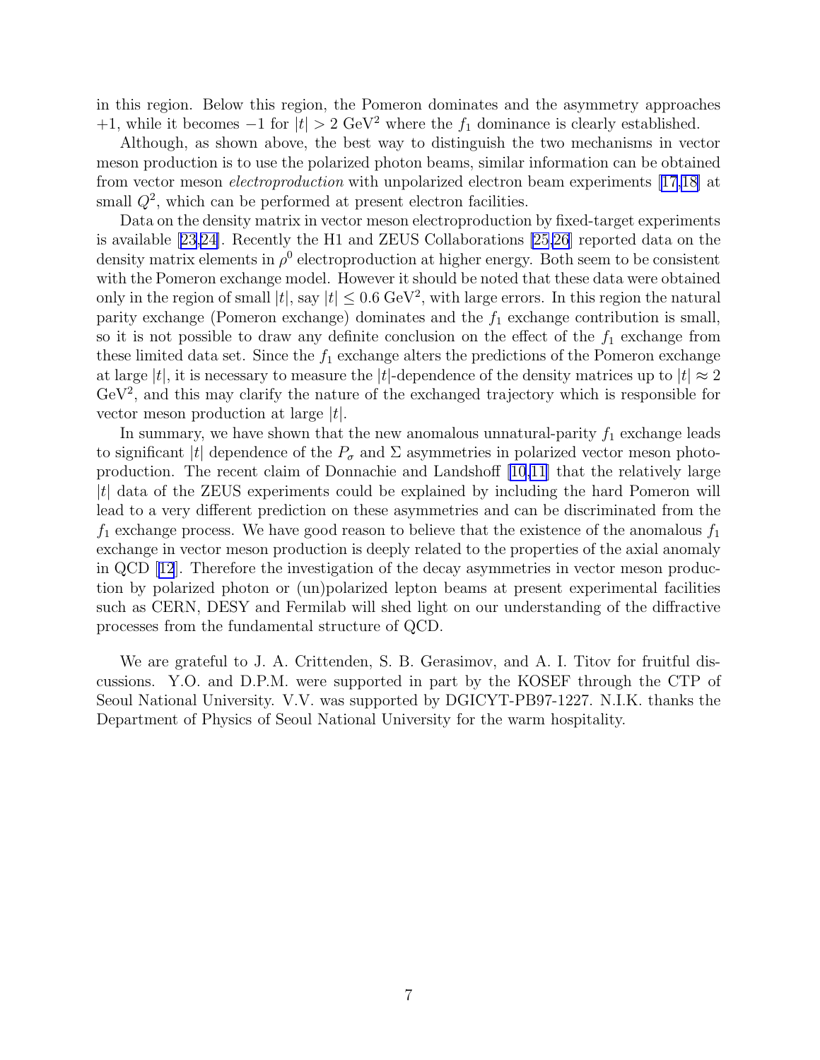in this region. Below this region, the Pomeron dominates and the asymmetry approaches $+1$, while it becomes $-1$ for $|t| > 2$ GeV$^2$ where the $f_1$ dominance is clearly established.

Although, as shown above, the best way to distinguish the two mechanisms in vector meson production is to use the polarized photon beams, similar information can be obtained from vector meson *electroproduction* with unpolarized electron beam experiments [17,18] at small $Q^2$, which can be performed at present electron facilities.

Data on the density matrix in vector meson electroproduction by fixed-target experiments is available [23,24]. Recently the H1 and ZEUS Collaborations [25,26] reported data on the density matrix elements in $\rho^0$ electroproduction at higher energy. Both seem to be consistent with the Pomeron exchange model. However it should be noted that these data were obtained only in the region of small $|t|$, say $|t| \leq 0.6$ GeV$^2$, with large errors. In this region the natural parity exchange (Pomeron exchange) dominates and the $f_1$ exchange contribution is small, so it is not possible to draw any definite conclusion on the effect of the $f_1$ exchange from these limited data set. Since the $f_1$ exchange alters the predictions of the Pomeron exchange at large $|t|$, it is necessary to measure the $|t|$-dependence of the density matrices up to $|t| \approx 2$ GeV$^2$, and this may clarify the nature of the exchanged trajectory which is responsible for vector meson production at large $|t|$.

In summary, we have shown that the new anomalous unnatural-parity $f_1$ exchange leads to significant $|t|$ dependence of the $P_\sigma$ and $\Sigma$ asymmetries in polarized vector meson photoproduction. The recent claim of Donnachie and Landshoff [10,11] that the relatively large $|t|$ data of the ZEUS experiments could be explained by including the hard Pomeron will lead to a very different prediction on these asymmetries and can be discriminated from the $f_1$ exchange process. We have good reason to believe that the existence of the anomalous $f_1$ exchange in vector meson production is deeply related to the properties of the axial anomaly in QCD [12]. Therefore the investigation of the decay asymmetries in vector meson production by polarized photon or (un)polarized lepton beams at present experimental facilities such as CERN, DESY and Fermilab will shed light on our understanding of the diffractive processes from the fundamental structure of QCD.

We are grateful to J. A. Crittenden, S. B. Gerasimov, and A. I. Titov for fruitful discussions. Y.O. and D.P.M. were supported in part by the KOSEF through the CTP of Seoul National University. V.V. was supported by DGICYT-PB97-1227. N.I.K. thanks the Department of Physics of Seoul National University for the warm hospitality.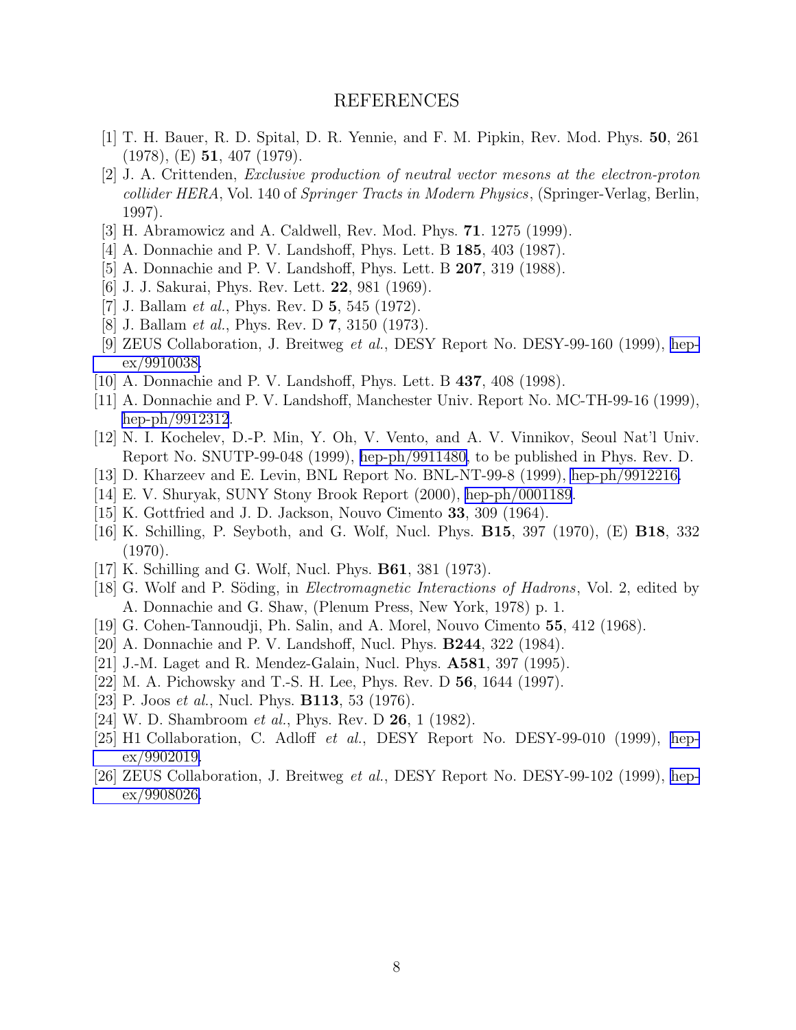# REFERENCES

[1] T. H. Bauer, R. D. Spital, D. R. Yennie, and F. M. Pipkin, Rev. Mod. Phys. **50**, 261 (1978), (E) **51**, 407 (1979).

[2] J. A. Crittenden, *Exclusive production of neutral vector mesons at the electron-proton collider HERA*, Vol. 140 of *Springer Tracts in Modern Physics*, (Springer-Verlag, Berlin, 1997).

[3] H. Abramowicz and A. Caldwell, Rev. Mod. Phys. **71**. 1275 (1999).

[4] A. Donnachie and P. V. Landshoff, Phys. Lett. B **185**, 403 (1987).

[5] A. Donnachie and P. V. Landshoff, Phys. Lett. B **207**, 319 (1988).

[6] J. J. Sakurai, Phys. Rev. Lett. **22**, 981 (1969).

[7] J. Ballam *et al.*, Phys. Rev. D **5**, 545 (1972).

[8] J. Ballam *et al.*, Phys. Rev. D **7**, 3150 (1973).

[9] ZEUS Collaboration, J. Breitweg *et al.*, DESY Report No. DESY-99-160 (1999), hep-ex/9910038.

[10] A. Donnachie and P. V. Landshoff, Phys. Lett. B **437**, 408 (1998).

[11] A. Donnachie and P. V. Landshoff, Manchester Univ. Report No. MC-TH-99-16 (1999), hep-ph/9912312.

[12] N. I. Kochelev, D.-P. Min, Y. Oh, V. Vento, and A. V. Vinnikov, Seoul Nat'l Univ. Report No. SNUTP-99-048 (1999), hep-ph/9911480, to be published in Phys. Rev. D.

[13] D. Kharzeev and E. Levin, BNL Report No. BNL-NT-99-8 (1999), hep-ph/9912216.

[14] E. V. Shuryak, SUNY Stony Brook Report (2000), hep-ph/0001189.

[15] K. Gottfried and J. D. Jackson, Nouvo Cimento **33**, 309 (1964).

[16] K. Schilling, P. Seyboth, and G. Wolf, Nucl. Phys. **B15**, 397 (1970), (E) **B18**, 332 (1970).

[17] K. Schilling and G. Wolf, Nucl. Phys. **B61**, 381 (1973).

[18] G. Wolf and P. Söding, in *Electromagnetic Interactions of Hadrons*, Vol. 2, edited by A. Donnachie and G. Shaw, (Plenum Press, New York, 1978) p. 1.

[19] G. Cohen-Tannoudji, Ph. Salin, and A. Morel, Nouvo Cimento **55**, 412 (1968).

[20] A. Donnachie and P. V. Landshoff, Nucl. Phys. **B244**, 322 (1984).

[21] J.-M. Laget and R. Mendez-Galain, Nucl. Phys. **A581**, 397 (1995).

[22] M. A. Pichowsky and T.-S. H. Lee, Phys. Rev. D **56**, 1644 (1997).

[23] P. Joos *et al.*, Nucl. Phys. **B113**, 53 (1976).

[24] W. D. Shambroom *et al.*, Phys. Rev. D **26**, 1 (1982).

[25] H1 Collaboration, C. Adloff *et al.*, DESY Report No. DESY-99-010 (1999), hep-ex/9902019.

[26] ZEUS Collaboration, J. Breitweg *et al.*, DESY Report No. DESY-99-102 (1999), hep-ex/9908026.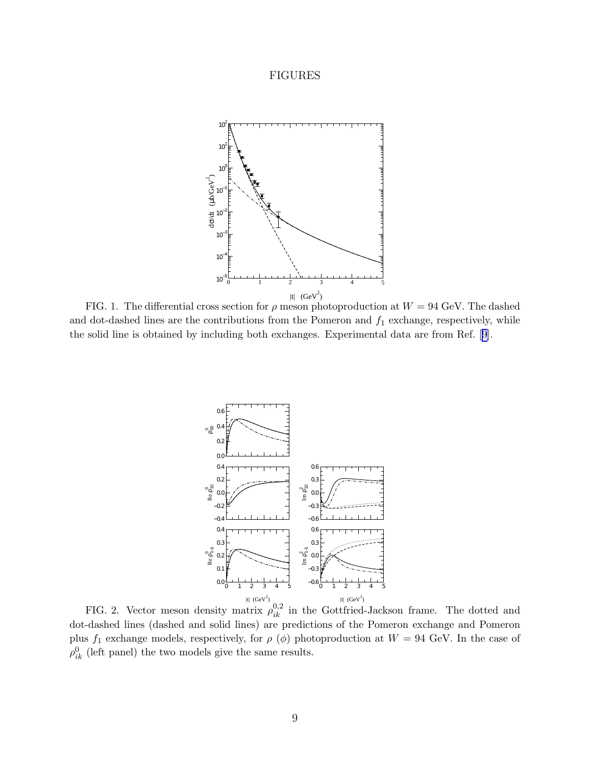# FIGURES

FIG. 1. The differential cross section for $\rho$ meson photoproduction at $W = 94$ GeV. The dashed and dot-dashed lines are the contributions from the Pomeron and $f_1$ exchange, respectively, while the solid line is obtained by including both exchanges. Experimental data are from Ref. [9].

FIG. 2. Vector meson density matrix $\rho^{0,2}_{ik}$ in the Gottfried-Jackson frame. The dotted and dot-dashed lines (dashed and solid lines) are predictions of the Pomeron exchange and Pomeron plus $f_1$ exchange models, respectively, for $\rho$ ($\phi$) photoproduction at $W = 94$ GeV. In the case of $\rho^0_{ik}$ (left panel) the two models give the same results.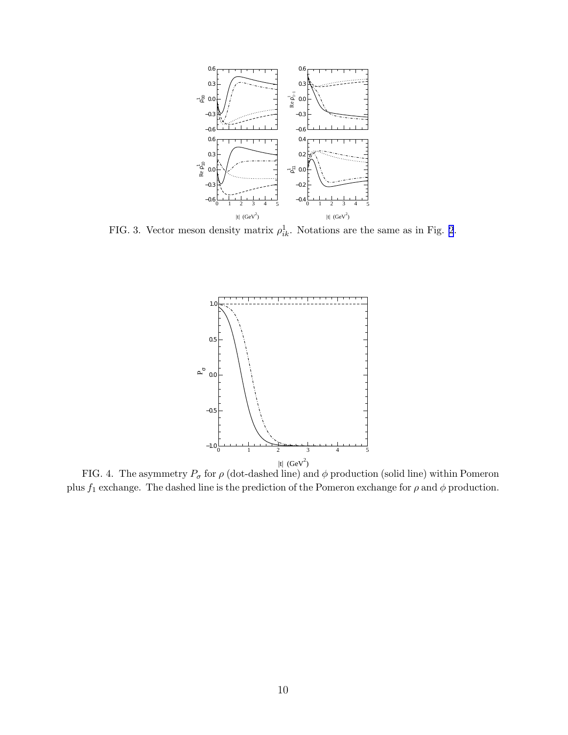0.6
0.3
0.0
−0.3
−0.6

$\rho^1_{00}$

0.6
0.3
0.0
−0.3
−0.6

Re $\rho^1_{1-1}$

0.6
0.3
0.0
−0.3
−0.6

Re $\rho^1_{10}$

0 1 2 3 4 5

|t| (GeV$^2$)

0.4
0.2
0.0
−0.2
−0.4

$\rho^1_{11}$

0 1 2 3 4 5

|t| (GeV$^2$)

FIG. 3. Vector meson density matrix $\rho^1_{ik}$. Notations are the same as in Fig. 2.

1.0
0.5
0.0
−0.5
−1.0

$P_\sigma$

0 1 2 3 4 5

|t| (GeV$^2$)

FIG. 4. The asymmetry $P_\sigma$ for $\rho$ (dot-dashed line) and $\phi$ production (solid line) within Pomeron plus $f_1$ exchange. The dashed line is the prediction of the Pomeron exchange for $\rho$ and $\phi$ production.